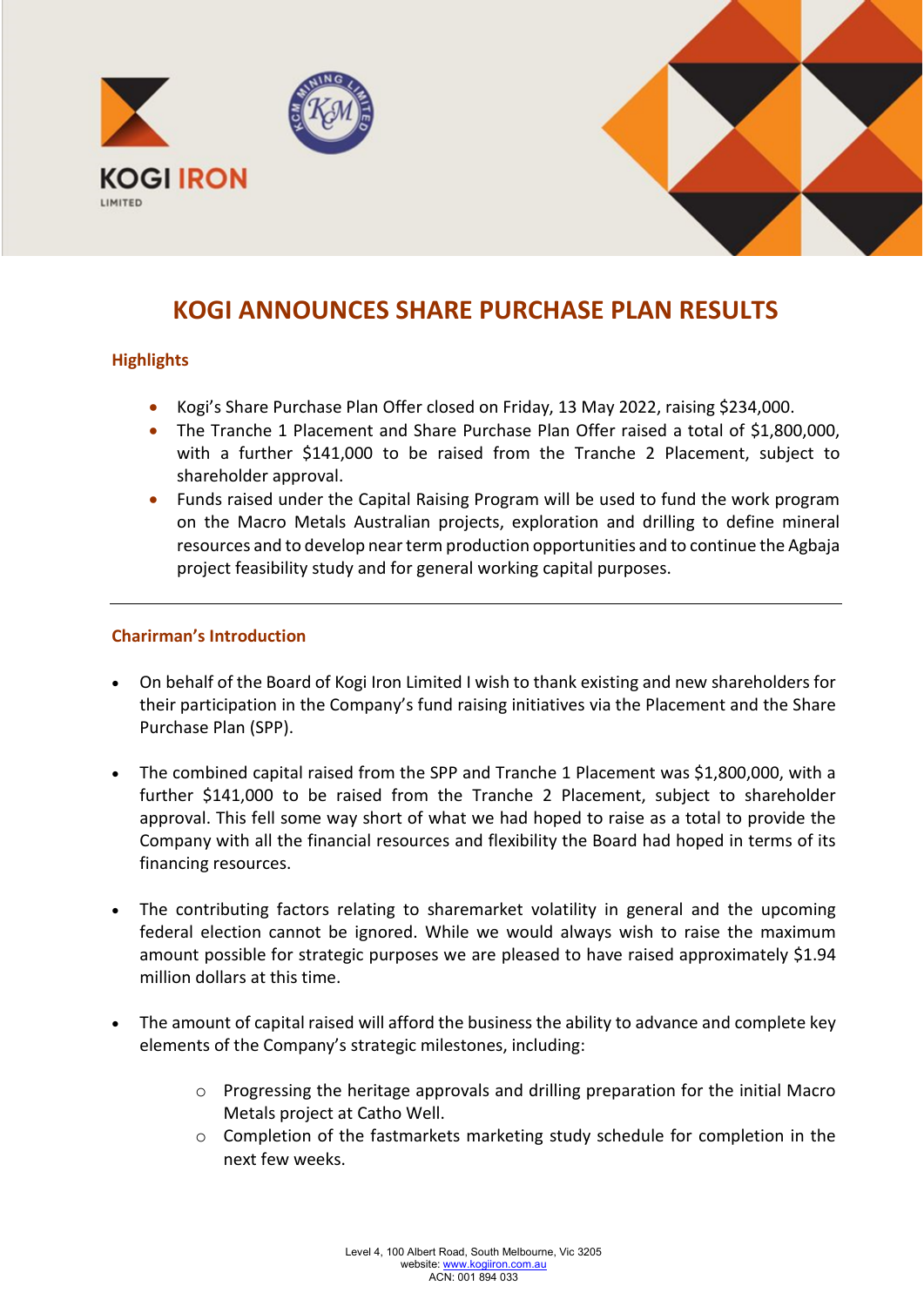KOGI IRON

LIMITED

# KOGI ANNOUNCES SHARE PURCHASE PLAN RESULTS

## Highlights

- Kogi's Share Purchase Plan Offer closed on Friday, 13 May 2022, raising $234,000.
- The Tranche 1 Placement and Share Purchase Plan Offer raised a total of $1,800,000, with a further $141,000 to be raised from the Tranche 2 Placement, subject to shareholder approval.
- Funds raised under the Capital Raising Program will be used to fund the work program on the Macro Metals Australian projects, exploration and drilling to define mineral resources and to develop near term production opportunities and to continue the Agbaja project feasibility study and for general working capital purposes.

---

## Charirman's Introduction

- On behalf of the Board of Kogi Iron Limited I wish to thank existing and new shareholders for their participation in the Company's fund raising initiatives via the Placement and the Share Purchase Plan (SPP).

- The combined capital raised from the SPP and Tranche 1 Placement was $1,800,000, with a further $141,000 to be raised from the Tranche 2 Placement, subject to shareholder approval. This fell some way short of what we had hoped to raise as a total to provide the Company with all the financial resources and flexibility the Board had hoped in terms of its financing resources.

- The contributing factors relating to sharemarket volatility in general and the upcoming federal election cannot be ignored. While we would always wish to raise the maximum amount possible for strategic purposes we are pleased to have raised approximately $1.94 million dollars at this time.

- The amount of capital raised will afford the business the ability to advance and complete key elements of the Company's strategic milestones, including:
  - Progressing the heritage approvals and drilling preparation for the initial Macro Metals project at Catho Well.
  - Completion of the fastmarkets marketing study schedule for completion in the next few weeks.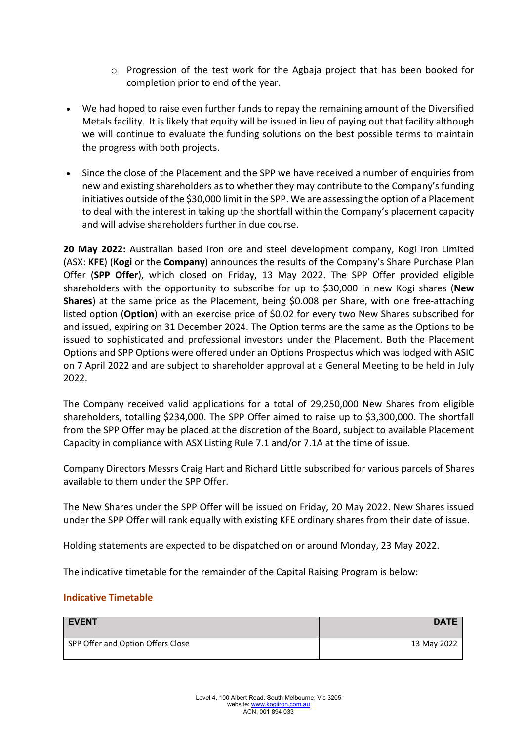- Progression of the test work for the Agbaja project that has been booked for completion prior to end of the year.

- We had hoped to raise even further funds to repay the remaining amount of the Diversified Metals facility. It is likely that equity will be issued in lieu of paying out that facility although we will continue to evaluate the funding solutions on the best possible terms to maintain the progress with both projects.

- Since the close of the Placement and the SPP we have received a number of enquiries from new and existing shareholders as to whether they may contribute to the Company's funding initiatives outside of the $30,000 limit in the SPP. We are assessing the option of a Placement to deal with the interest in taking up the shortfall within the Company's placement capacity and will advise shareholders further in due course.

**20 May 2022:** Australian based iron ore and steel development company, Kogi Iron Limited (ASX: **KFE**) (**Kogi** or the **Company**) announces the results of the Company's Share Purchase Plan Offer (**SPP Offer**), which closed on Friday, 13 May 2022. The SPP Offer provided eligible shareholders with the opportunity to subscribe for up to $30,000 in new Kogi shares (**New Shares**) at the same price as the Placement, being $0.008 per Share, with one free-attaching listed option (**Option**) with an exercise price of $0.02 for every two New Shares subscribed for and issued, expiring on 31 December 2024. The Option terms are the same as the Options to be issued to sophisticated and professional investors under the Placement. Both the Placement Options and SPP Options were offered under an Options Prospectus which was lodged with ASIC on 7 April 2022 and are subject to shareholder approval at a General Meeting to be held in July 2022.

The Company received valid applications for a total of 29,250,000 New Shares from eligible shareholders, totalling $234,000. The SPP Offer aimed to raise up to $3,300,000. The shortfall from the SPP Offer may be placed at the discretion of the Board, subject to available Placement Capacity in compliance with ASX Listing Rule 7.1 and/or 7.1A at the time of issue.

Company Directors Messrs Craig Hart and Richard Little subscribed for various parcels of Shares available to them under the SPP Offer.

The New Shares under the SPP Offer will be issued on Friday, 20 May 2022. New Shares issued under the SPP Offer will rank equally with existing KFE ordinary shares from their date of issue.

Holding statements are expected to be dispatched on or around Monday, 23 May 2022.

The indicative timetable for the remainder of the Capital Raising Program is below:

### Indicative Timetable

| EVENT | DATE |
|---|---:|
| SPP Offer and Option Offers Close | 13 May 2022 |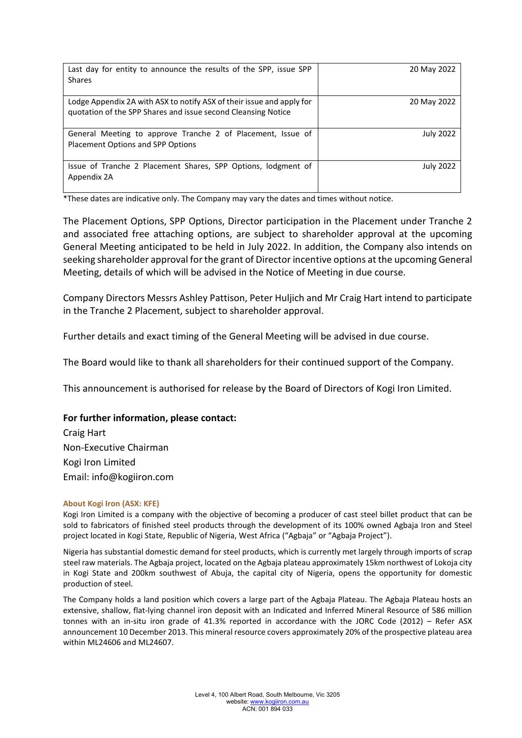| | |
|---|---|
| Last day for entity to announce the results of the SPP, issue SPP Shares | 20 May 2022 |
| Lodge Appendix 2A with ASX to notify ASX of their issue and apply for quotation of the SPP Shares and issue second Cleansing Notice | 20 May 2022 |
| General Meeting to approve Tranche 2 of Placement, Issue of Placement Options and SPP Options | July 2022 |
| Issue of Tranche 2 Placement Shares, SPP Options, lodgment of Appendix 2A | July 2022 |

*These dates are indicative only. The Company may vary the dates and times without notice.

The Placement Options, SPP Options, Director participation in the Placement under Tranche 2 and associated free attaching options, are subject to shareholder approval at the upcoming General Meeting anticipated to be held in July 2022. In addition, the Company also intends on seeking shareholder approval for the grant of Director incentive options at the upcoming General Meeting, details of which will be advised in the Notice of Meeting in due course.

Company Directors Messrs Ashley Pattison, Peter Huljich and Mr Craig Hart intend to participate in the Tranche 2 Placement, subject to shareholder approval.

Further details and exact timing of the General Meeting will be advised in due course.

The Board would like to thank all shareholders for their continued support of the Company.

This announcement is authorised for release by the Board of Directors of Kogi Iron Limited.

**For further information, please contact:**

Craig Hart
Non-Executive Chairman
Kogi Iron Limited
Email: info@kogiiron.com

**About Kogi Iron (ASX: KFE)**

Kogi Iron Limited is a company with the objective of becoming a producer of cast steel billet product that can be sold to fabricators of finished steel products through the development of its 100% owned Agbaja Iron and Steel project located in Kogi State, Republic of Nigeria, West Africa ("Agbaja" or "Agbaja Project").

Nigeria has substantial domestic demand for steel products, which is currently met largely through imports of scrap steel raw materials. The Agbaja project, located on the Agbaja plateau approximately 15km northwest of Lokoja city in Kogi State and 200km southwest of Abuja, the capital city of Nigeria, opens the opportunity for domestic production of steel.

The Company holds a land position which covers a large part of the Agbaja Plateau. The Agbaja Plateau hosts an extensive, shallow, flat-lying channel iron deposit with an Indicated and Inferred Mineral Resource of 586 million tonnes with an in-situ iron grade of 41.3% reported in accordance with the JORC Code (2012) – Refer ASX announcement 10 December 2013. This mineral resource covers approximately 20% of the prospective plateau area within ML24606 and ML24607.

Level 4, 100 Albert Road, South Melbourne, Vic 3205
website: www.kogiiron.com.au
ACN: 001 894 033